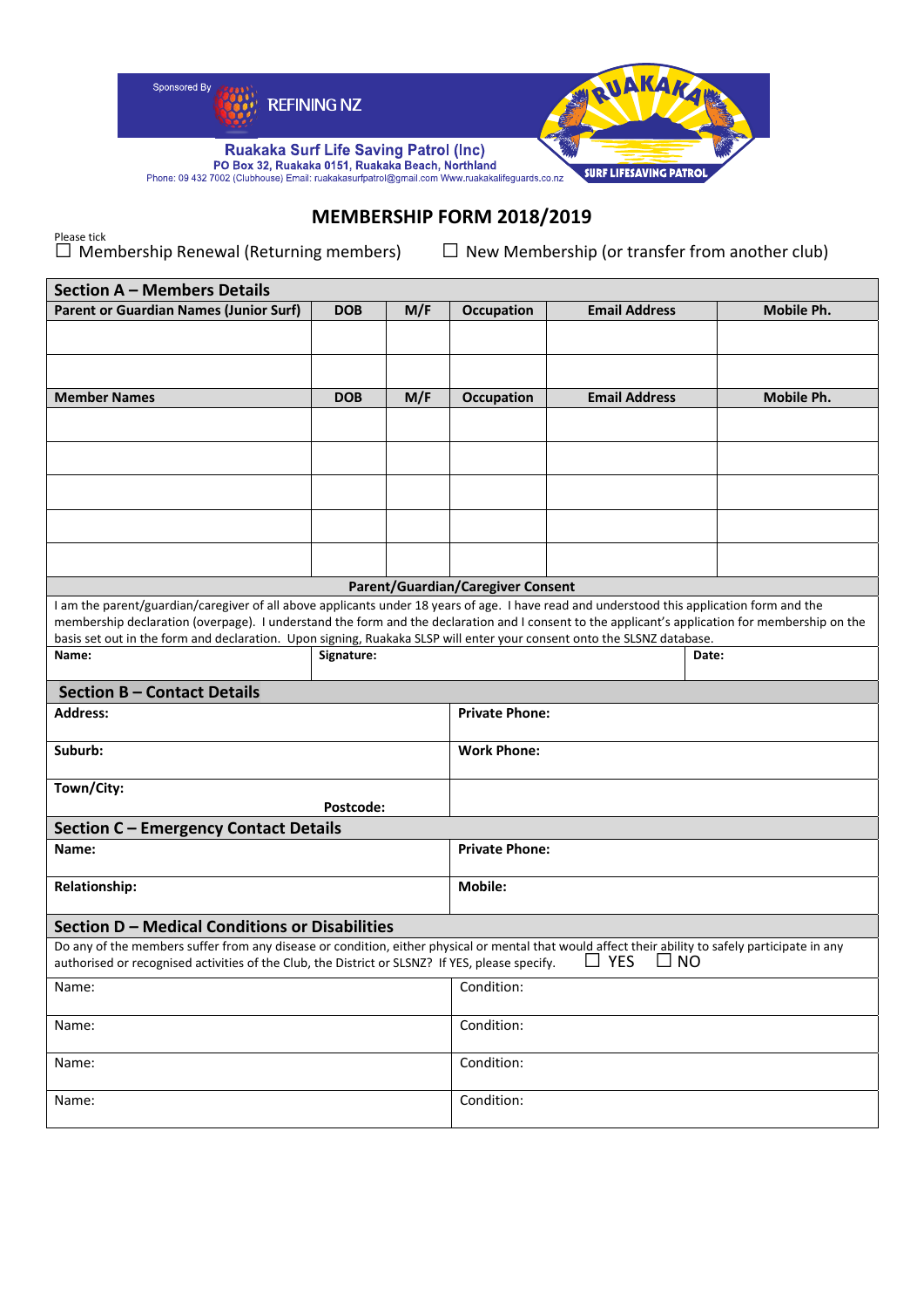Sponsored By REFINING NZ

**Ruakaka Surf Life Saving Patrol (Inc)**
**PO Box 32, Ruakaka 0151, Ruakaka Beach, Northland**
Phone: 09 432 7002 (Clubhouse) Email: ruakakasurfpatrol@gmail.com Www.ruakakalifeguards.co.nz

RUAKAKA SURF LIFESAVING PATROL

# MEMBERSHIP FORM 2018/2019

Please tick
☐ Membership Renewal (Returning members) ☐ New Membership (or transfer from another club)

## Section A – Members Details

| Parent or Guardian Names (Junior Surf) | DOB | M/F | Occupation | Email Address | Mobile Ph. |
|---|---|---|---|---|---|
| | | | | | |
| | | | | | |
| **Member Names** | **DOB** | **M/F** | **Occupation** | **Email Address** | **Mobile Ph.** |
| | | | | | |
| | | | | | |
| | | | | | |
| | | | | | |
| | | | | | |

**Parent/Guardian/Caregiver Consent**

I am the parent/guardian/caregiver of all above applicants under 18 years of age. I have read and understood this application form and the membership declaration (overpage). I understand the form and the declaration and I consent to the applicant's application for membership on the basis set out in the form and declaration. Upon signing, Ruakaka SLSP will enter your consent onto the SLSNZ database.

| Name: | Signature: | Date: |
|---|---|---|

## Section B – Contact Details

| | |
|---|---|
| **Address:** | **Private Phone:** |
| **Suburb:** | **Work Phone:** |
| **Town/City:** **Postcode:** | |

## Section C – Emergency Contact Details

| | |
|---|---|
| **Name:** | **Private Phone:** |
| **Relationship:** | **Mobile:** |

## Section D – Medical Conditions or Disabilities

Do any of the members suffer from any disease or condition, either physical or mental that would affect their ability to safely participate in any authorised or recognised activities of the Club, the District or SLSNZ? If YES, please specify. ☐ YES ☐ NO

| | |
|---|---|
| Name: | Condition: |
| Name: | Condition: |
| Name: | Condition: |
| Name: | Condition: |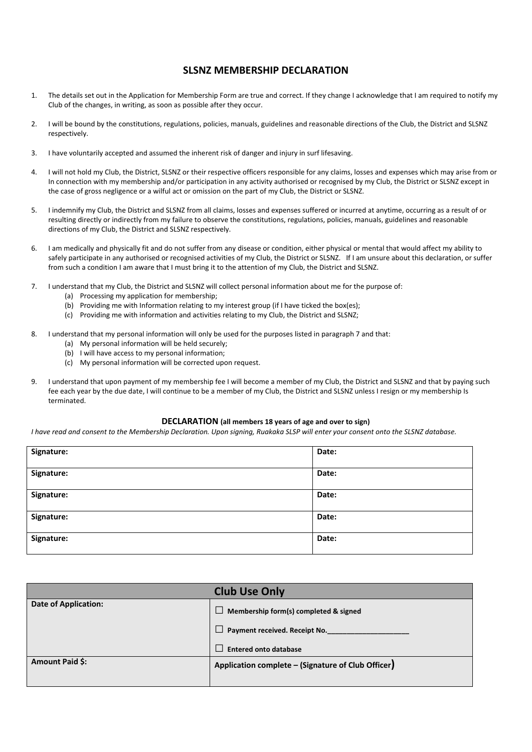## SLSNZ MEMBERSHIP DECLARATION

1. The details set out in the Application for Membership Form are true and correct. If they change I acknowledge that I am required to notify my Club of the changes, in writing, as soon as possible after they occur.

2. I will be bound by the constitutions, regulations, policies, manuals, guidelines and reasonable directions of the Club, the District and SLSNZ respectively.

3. I have voluntarily accepted and assumed the inherent risk of danger and injury in surf lifesaving.

4. I will not hold my Club, the District, SLSNZ or their respective officers responsible for any claims, losses and expenses which may arise from or In connection with my membership and/or participation in any activity authorised or recognised by my Club, the District or SLSNZ except in the case of gross negligence or a wilful act or omission on the part of my Club, the District or SLSNZ.

5. I indemnify my Club, the District and SLSNZ from all claims, losses and expenses suffered or incurred at anytime, occurring as a result of or resulting directly or indirectly from my failure to observe the constitutions, regulations, policies, manuals, guidelines and reasonable directions of my Club, the District and SLSNZ respectively.

6. I am medically and physically fit and do not suffer from any disease or condition, either physical or mental that would affect my ability to safely participate in any authorised or recognised activities of my Club, the District or SLSNZ. If I am unsure about this declaration, or suffer from such a condition I am aware that I must bring it to the attention of my Club, the District and SLSNZ.

7. I understand that my Club, the District and SLSNZ will collect personal information about me for the purpose of:
   (a) Processing my application for membership;
   (b) Providing me with Information relating to my interest group (if I have ticked the box(es);
   (c) Providing me with information and activities relating to my Club, the District and SLSNZ;

8. I understand that my personal information will only be used for the purposes listed in paragraph 7 and that:
   (a) My personal information will be held securely;
   (b) I will have access to my personal information;
   (c) My personal information will be corrected upon request.

9. I understand that upon payment of my membership fee I will become a member of my Club, the District and SLSNZ and that by paying such fee each year by the due date, I will continue to be a member of my Club, the District and SLSNZ unless I resign or my membership Is terminated.

### DECLARATION (all members 18 years of age and over to sign)

*I have read and consent to the Membership Declaration. Upon signing, Ruakaka SLSP will enter your consent onto the SLSNZ database.*

| | |
|---|---|
| **Signature:** | **Date:** |
| **Signature:** | **Date:** |
| **Signature:** | **Date:** |
| **Signature:** | **Date:** |
| **Signature:** | **Date:** |

| **Club Use Only** | |
|---|---|
| **Date of Application:** | ☐ **Membership form(s) completed & signed**<br>☐ **Payment received. Receipt No.\_\_\_\_\_\_\_\_\_\_\_\_\_\_\_\_\_\_\_\_\_**<br>☐ **Entered onto database** |
| **Amount Paid $:** | **Application complete – (Signature of Club Officer)** |